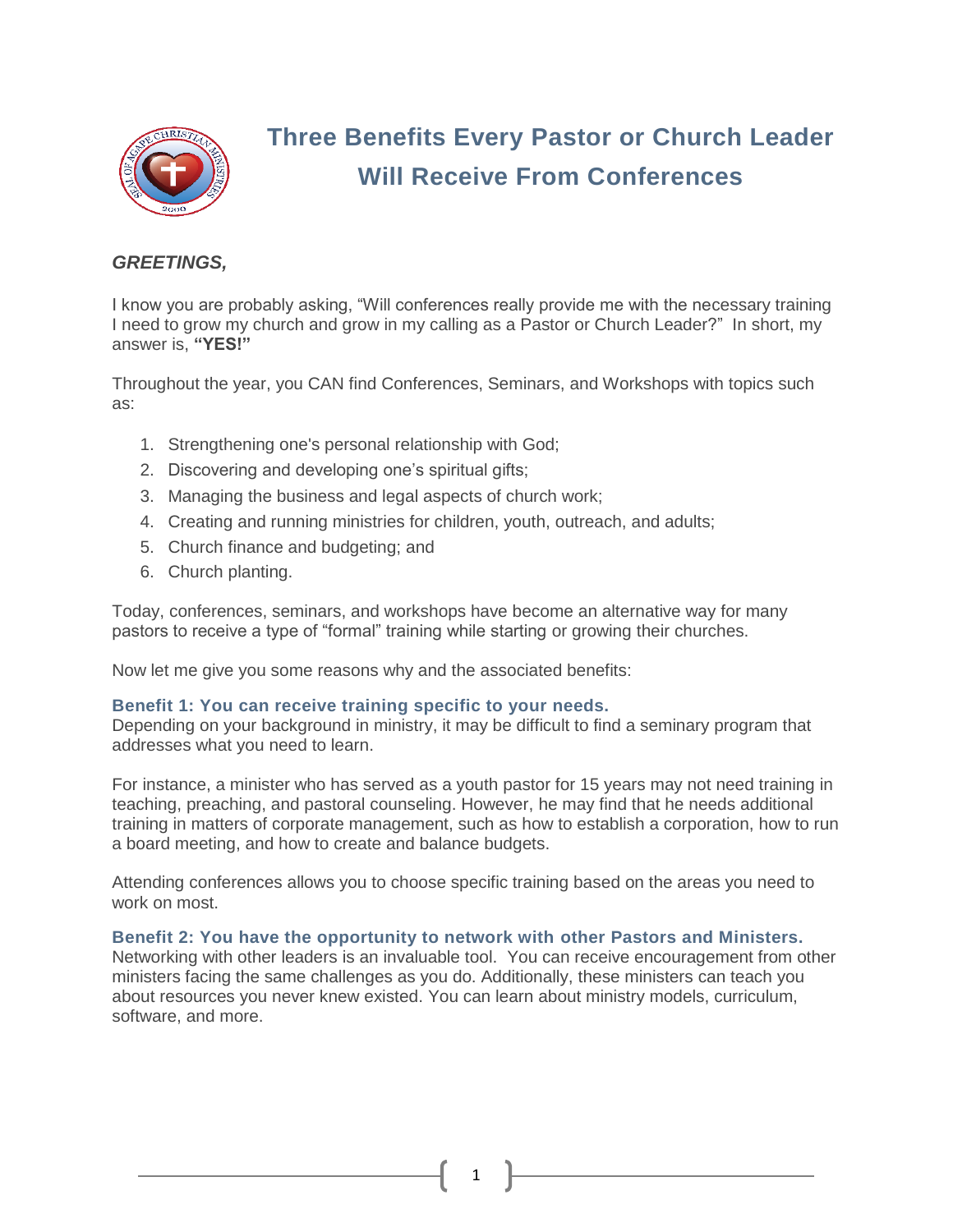# Three Benefits Every Pastor or Church Leader Will Receive From Conferences

***GREETINGS,***

I know you are probably asking, "Will conferences really provide me with the necessary training I need to grow my church and grow in my calling as a Pastor or Church Leader?" In short, my answer is, **"YES!"**

Throughout the year, you CAN find Conferences, Seminars, and Workshops with topics such as:

1. Strengthening one's personal relationship with God;
2. Discovering and developing one's spiritual gifts;
3. Managing the business and legal aspects of church work;
4. Creating and running ministries for children, youth, outreach, and adults;
5. Church finance and budgeting; and
6. Church planting.

Today, conferences, seminars, and workshops have become an alternative way for many pastors to receive a type of "formal" training while starting or growing their churches.

Now let me give you some reasons why and the associated benefits:

### Benefit 1: You can receive training specific to your needs.

Depending on your background in ministry, it may be difficult to find a seminary program that addresses what you need to learn.

For instance, a minister who has served as a youth pastor for 15 years may not need training in teaching, preaching, and pastoral counseling. However, he may find that he needs additional training in matters of corporate management, such as how to establish a corporation, how to run a board meeting, and how to create and balance budgets.

Attending conferences allows you to choose specific training based on the areas you need to work on most.

### Benefit 2: You have the opportunity to network with other Pastors and Ministers.

Networking with other leaders is an invaluable tool. You can receive encouragement from other ministers facing the same challenges as you do. Additionally, these ministers can teach you about resources you never knew existed. You can learn about ministry models, curriculum, software, and more.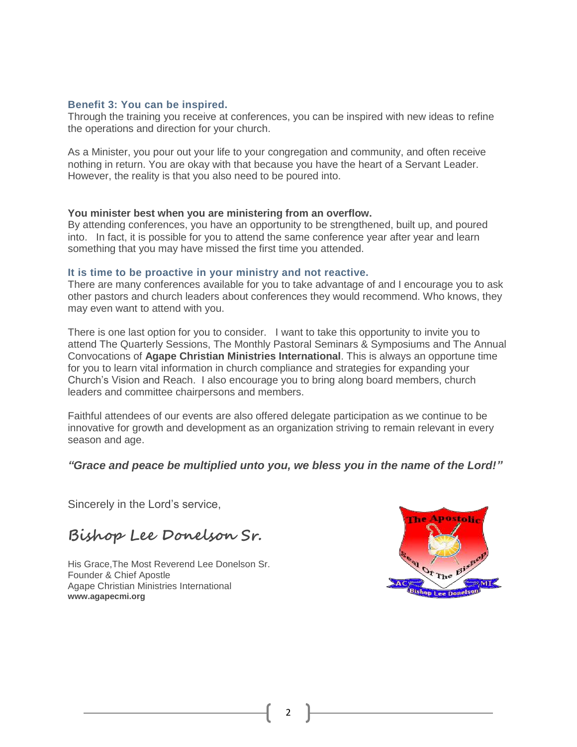### Benefit 3: You can be inspired.

Through the training you receive at conferences, you can be inspired with new ideas to refine the operations and direction for your church.

As a Minister, you pour out your life to your congregation and community, and often receive nothing in return. You are okay with that because you have the heart of a Servant Leader. However, the reality is that you also need to be poured into.

**You minister best when you are ministering from an overflow.**

By attending conferences, you have an opportunity to be strengthened, built up, and poured into. In fact, it is possible for you to attend the same conference year after year and learn something that you may have missed the first time you attended.

### It is time to be proactive in your ministry and not reactive.

There are many conferences available for you to take advantage of and I encourage you to ask other pastors and church leaders about conferences they would recommend. Who knows, they may even want to attend with you.

There is one last option for you to consider. I want to take this opportunity to invite you to attend The Quarterly Sessions, The Monthly Pastoral Seminars & Symposiums and The Annual Convocations of **Agape Christian Ministries International**. This is always an opportune time for you to learn vital information in church compliance and strategies for expanding your Church's Vision and Reach. I also encourage you to bring along board members, church leaders and committee chairpersons and members.

Faithful attendees of our events are also offered delegate participation as we continue to be innovative for growth and development as an organization striving to remain relevant in every season and age.

***"Grace and peace be multiplied unto you, we bless you in the name of the Lord!"***

Sincerely in the Lord's service,

Bishop Lee Donelson Sr.

His Grace,The Most Reverend Lee Donelson Sr.
Founder & Chief Apostle
Agape Christian Ministries International
**www.agapecmi.org**

The Apostolic Seal Of The Bishop
ACMI
Bishop Lee Donelson